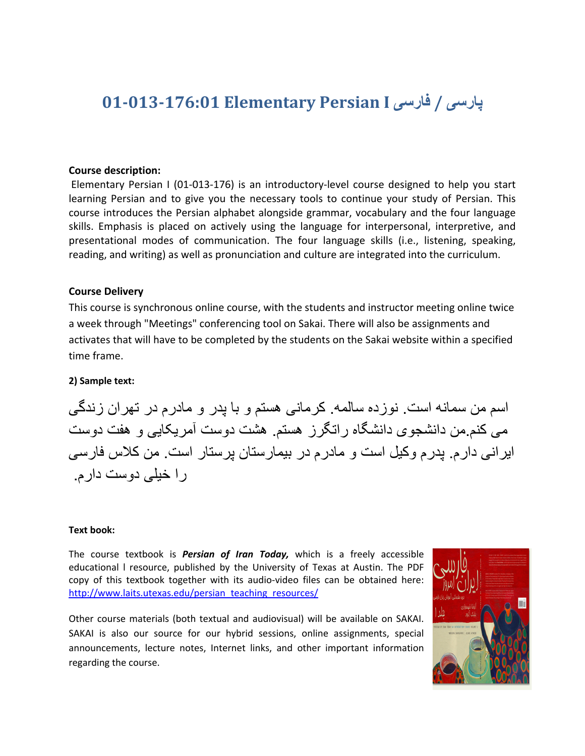# 01-013-176:01 Elementary Persian I پارسی / فارسی

**Course description:**

Elementary Persian I (01-013-176) is an introductory-level course designed to help you start learning Persian and to give you the necessary tools to continue your study of Persian. This course introduces the Persian alphabet alongside grammar, vocabulary and the four language skills. Emphasis is placed on actively using the language for interpersonal, interpretive, and presentational modes of communication. The four language skills (i.e., listening, speaking, reading, and writing) as well as pronunciation and culture are integrated into the curriculum.

**Course Delivery**

This course is synchronous online course, with the students and instructor meeting online twice a week through "Meetings" conferencing tool on Sakai. There will also be assignments and activates that will have to be completed by the students on the Sakai website within a specified time frame.

**2) Sample text:**

اسم من سمانه است. نوزده سالمه. کرمانی هستم و با پدر و مادرم در تهران زندگی می کنم.من دانشجوی دانشگاه راتگرز هستم. هشت دوست آمریکایی و هفت دوست ایرانی دارم. پدرم وکیل است و مادرم در بیمارستان پرستار است. من کلاس فارسی را خیلی دوست دارم.

**Text book:**

The course textbook is ***Persian of Iran Today,*** which is a freely accessible educational l resource, published by the University of Texas at Austin. The PDF copy of this textbook together with its audio-video files can be obtained here: [http://www.laits.utexas.edu/persian_teaching_resources/](http://www.laits.utexas.edu/persian_teaching_resources/)

Other course materials (both textual and audiovisual) will be available on SAKAI. SAKAI is also our source for our hybrid sessions, online assignments, special announcements, lecture notes, Internet links, and other important information regarding the course.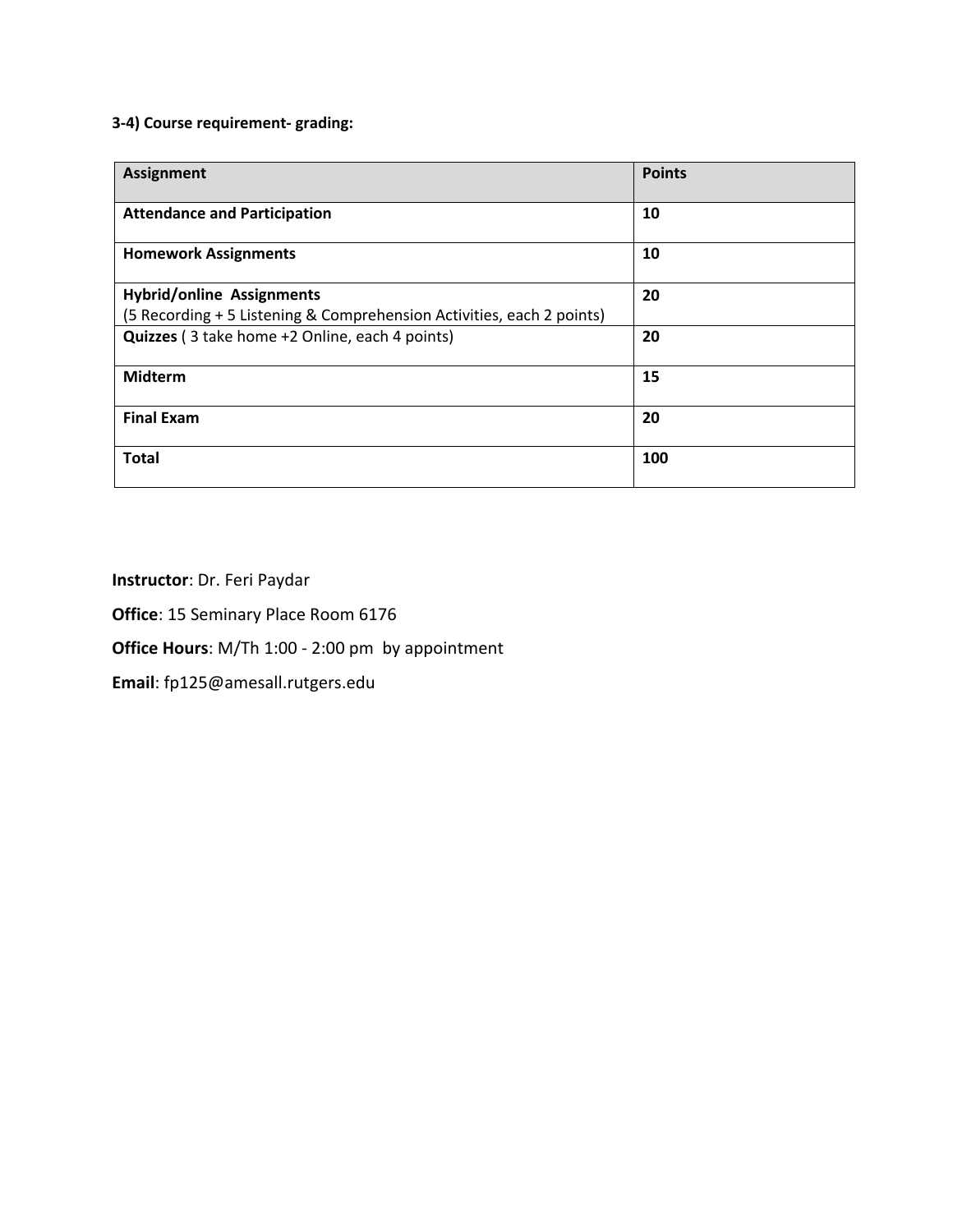**3-4) Course requirement- grading:**

| Assignment | Points |
|---|---|
| **Attendance and Participation** | **10** |
| **Homework Assignments** | **10** |
| **Hybrid/online Assignments** (5 Recording + 5 Listening & Comprehension Activities, each 2 points) | **20** |
| **Quizzes** ( 3 take home +2 Online, each 4 points) | **20** |
| **Midterm** | **15** |
| **Final Exam** | **20** |
| **Total** | **100** |

**Instructor**: Dr. Feri Paydar

**Office**: 15 Seminary Place Room 6176

**Office Hours**: M/Th 1:00 - 2:00 pm by appointment

**Email**: fp125@amesall.rutgers.edu